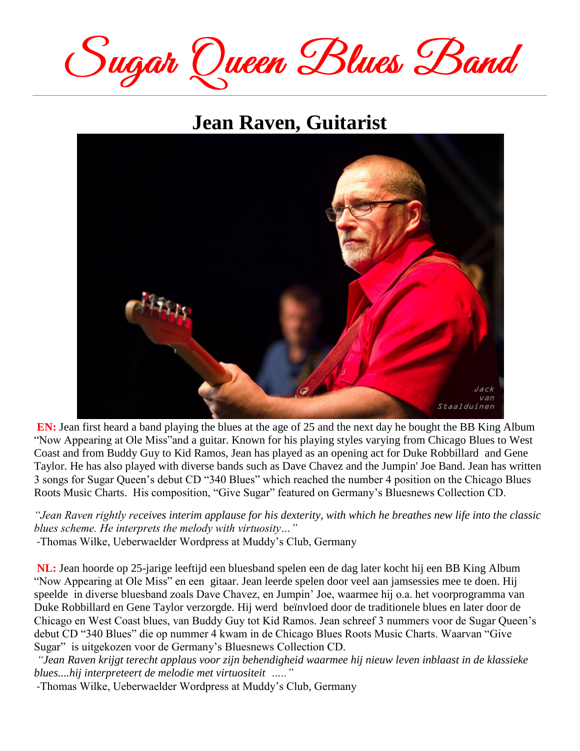# Sugar Queen Blues Band

## Jean Raven, Guitarist

**EN:** Jean first heard a band playing the blues at the age of 25 and the next day he bought the BB King Album "Now Appearing at Ole Miss"and a guitar. Known for his playing styles varying from Chicago Blues to West Coast and from Buddy Guy to Kid Ramos, Jean has played as an opening act for Duke Robbillard and Gene Taylor. He has also played with diverse bands such as Dave Chavez and the Jumpin' Joe Band. Jean has written 3 songs for Sugar Queen's debut CD "340 Blues" which reached the number 4 position on the Chicago Blues Roots Music Charts. His composition, "Give Sugar" featured on Germany's Bluesnews Collection CD.

*"Jean Raven rightly receives interim applause for his dexterity, with which he breathes new life into the classic blues scheme. He interprets the melody with virtuosity…"*

-Thomas Wilke, Ueberwaelder Wordpress at Muddy's Club, Germany

**NL:** Jean hoorde op 25-jarige leeftijd een bluesband spelen een de dag later kocht hij een BB King Album "Now Appearing at Ole Miss" en een gitaar. Jean leerde spelen door veel aan jamsessies mee te doen. Hij speelde in diverse bluesband zoals Dave Chavez, en Jumpin' Joe, waarmee hij o.a. het voorprogramma van Duke Robbillard en Gene Taylor verzorgde. Hij werd beïnvloed door de traditionele blues en later door de Chicago en West Coast blues, van Buddy Guy tot Kid Ramos. Jean schreef 3 nummers voor de Sugar Queen's debut CD "340 Blues" die op nummer 4 kwam in de Chicago Blues Roots Music Charts. Waarvan "Give Sugar" is uitgekozen voor de Germany's Bluesnews Collection CD.

*"Jean Raven krijgt terecht applaus voor zijn behendigheid waarmee hij nieuw leven inblaast in de klassieke blues....hij interpreteert de melodie met virtuositeit ....."*

-Thomas Wilke, Ueberwaelder Wordpress at Muddy's Club, Germany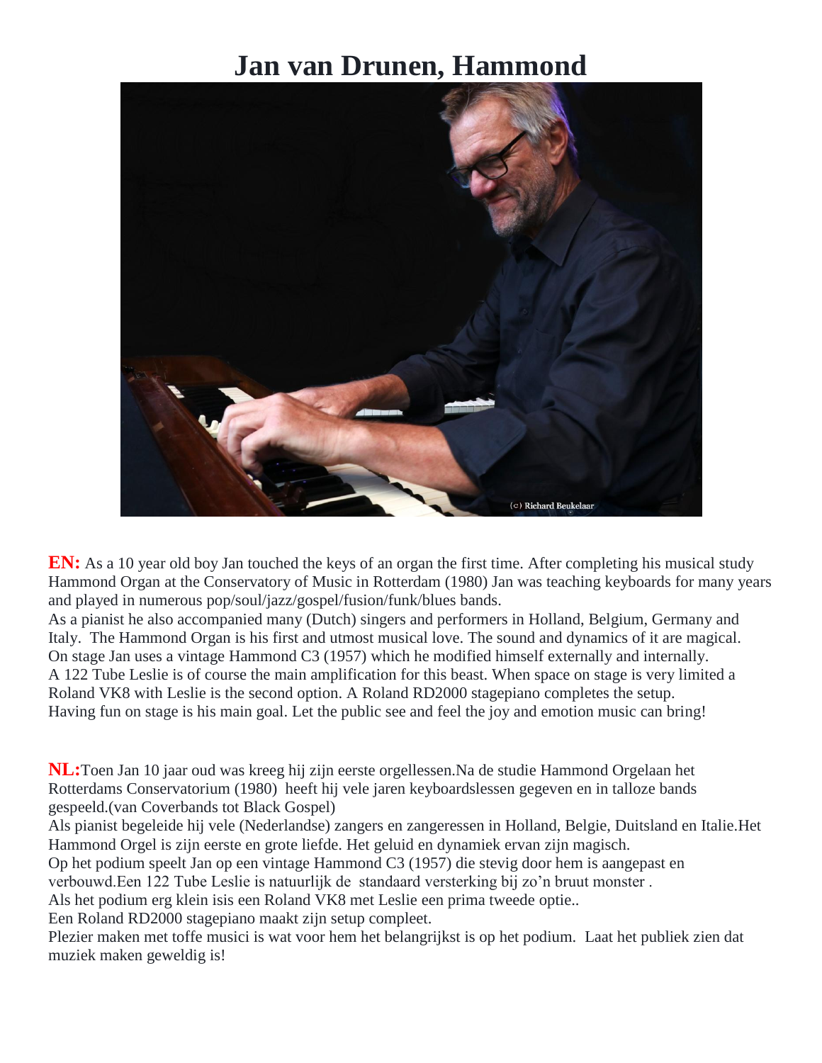# Jan van Drunen, Hammond

**EN:** As a 10 year old boy Jan touched the keys of an organ the first time. After completing his musical study Hammond Organ at the Conservatory of Music in Rotterdam (1980) Jan was teaching keyboards for many years and played in numerous pop/soul/jazz/gospel/fusion/funk/blues bands.
As a pianist he also accompanied many (Dutch) singers and performers in Holland, Belgium, Germany and Italy. The Hammond Organ is his first and utmost musical love. The sound and dynamics of it are magical.
On stage Jan uses a vintage Hammond C3 (1957) which he modified himself externally and internally.
A 122 Tube Leslie is of course the main amplification for this beast. When space on stage is very limited a Roland VK8 with Leslie is the second option. A Roland RD2000 stagepiano completes the setup.
Having fun on stage is his main goal. Let the public see and feel the joy and emotion music can bring!

**NL:**Toen Jan 10 jaar oud was kreeg hij zijn eerste orgellessen.Na de studie Hammond Orgelaan het Rotterdams Conservatorium (1980) heeft hij vele jaren keyboardslessen gegeven en in talloze bands gespeeld.(van Coverbands tot Black Gospel)
Als pianist begeleide hij vele (Nederlandse) zangers en zangeressen in Holland, Belgie, Duitsland en Italie.Het Hammond Orgel is zijn eerste en grote liefde. Het geluid en dynamiek ervan zijn magisch.
Op het podium speelt Jan op een vintage Hammond C3 (1957) die stevig door hem is aangepast en verbouwd.Een 122 Tube Leslie is natuurlijk de standaard versterking bij zo'n bruut monster .
Als het podium erg klein isis een Roland VK8 met Leslie een prima tweede optie..
Een Roland RD2000 stagepiano maakt zijn setup compleet.
Plezier maken met toffe musici is wat voor hem het belangrijkst is op het podium. Laat het publiek zien dat muziek maken geweldig is!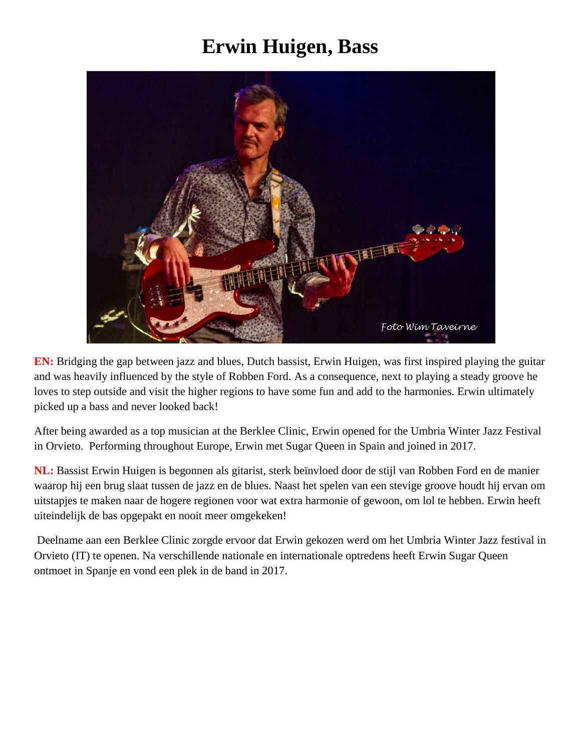# Erwin Huigen, Bass

**EN:** Bridging the gap between jazz and blues, Dutch bassist, Erwin Huigen, was first inspired playing the guitar and was heavily influenced by the style of Robben Ford. As a consequence, next to playing a steady groove he loves to step outside and visit the higher regions to have some fun and add to the harmonies. Erwin ultimately picked up a bass and never looked back!

After being awarded as a top musician at the Berklee Clinic, Erwin opened for the Umbria Winter Jazz Festival in Orvieto. Performing throughout Europe, Erwin met Sugar Queen in Spain and joined in 2017.

**NL:** Bassist Erwin Huigen is begonnen als gitarist, sterk beïnvloed door de stijl van Robben Ford en de manier waarop hij een brug slaat tussen de jazz en de blues. Naast het spelen van een stevige groove houdt hij ervan om uitstapjes te maken naar de hogere regionen voor wat extra harmonie of gewoon, om lol te hebben. Erwin heeft uiteindelijk de bas opgepakt en nooit meer omgekeken!

Deelname aan een Berklee Clinic zorgde ervoor dat Erwin gekozen werd om het Umbria Winter Jazz festival in Orvieto (IT) te openen. Na verschillende nationale en internationale optredens heeft Erwin Sugar Queen ontmoet in Spanje en vond een plek in de band in 2017.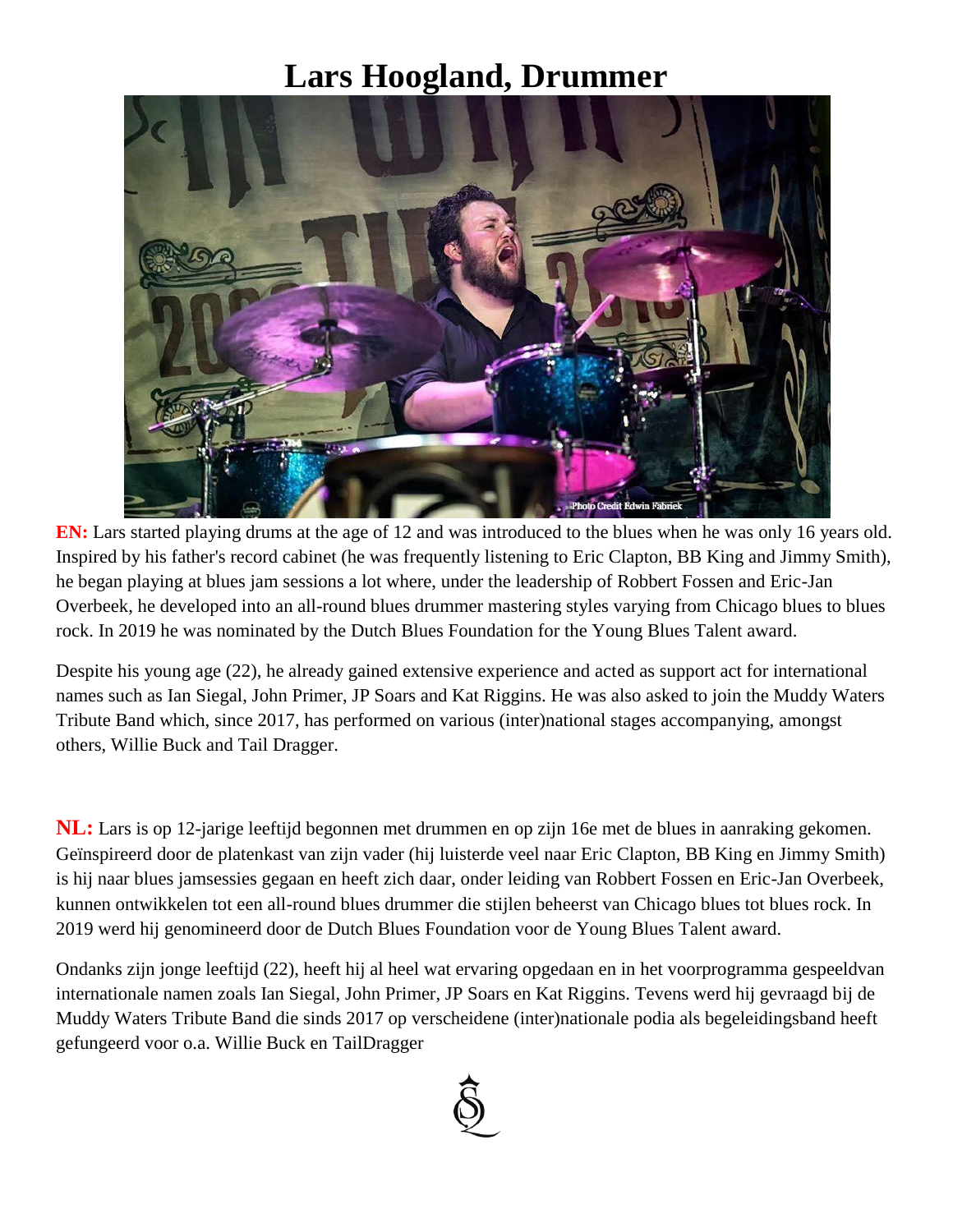# Lars Hoogland, Drummer

**EN:** Lars started playing drums at the age of 12 and was introduced to the blues when he was only 16 years old. Inspired by his father's record cabinet (he was frequently listening to Eric Clapton, BB King and Jimmy Smith), he began playing at blues jam sessions a lot where, under the leadership of Robbert Fossen and Eric-Jan Overbeek, he developed into an all-round blues drummer mastering styles varying from Chicago blues to blues rock. In 2019 he was nominated by the Dutch Blues Foundation for the Young Blues Talent award.

Despite his young age (22), he already gained extensive experience and acted as support act for international names such as Ian Siegal, John Primer, JP Soars and Kat Riggins. He was also asked to join the Muddy Waters Tribute Band which, since 2017, has performed on various (inter)national stages accompanying, amongst others, Willie Buck and Tail Dragger.

**NL:** Lars is op 12-jarige leeftijd begonnen met drummen en op zijn 16e met de blues in aanraking gekomen. Geïnspireerd door de platenkast van zijn vader (hij luisterde veel naar Eric Clapton, BB King en Jimmy Smith) is hij naar blues jamsessies gegaan en heeft zich daar, onder leiding van Robbert Fossen en Eric-Jan Overbeek, kunnen ontwikkelen tot een all-round blues drummer die stijlen beheerst van Chicago blues tot blues rock. In 2019 werd hij genomineerd door de Dutch Blues Foundation voor de Young Blues Talent award.

Ondanks zijn jonge leeftijd (22), heeft hij al heel wat ervaring opgedaan en in het voorprogramma gespeeldvan internationale namen zoals Ian Siegal, John Primer, JP Soars en Kat Riggins. Tevens werd hij gevraagd bij de Muddy Waters Tribute Band die sinds 2017 op verscheidene (inter)nationale podia als begeleidingsband heeft gefungeerd voor o.a. Willie Buck en TailDragger